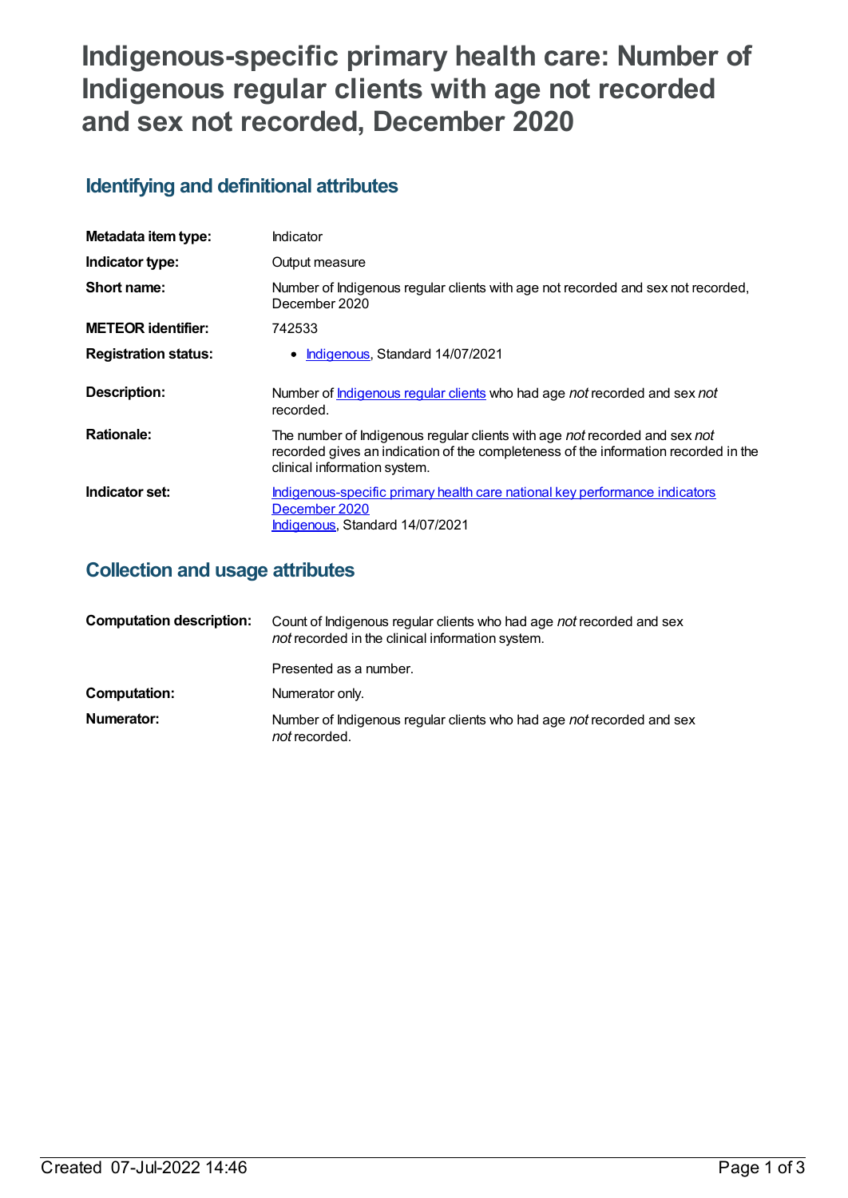# Indigenous-specific primary health care: Number of Indigenous regular clients with age not recorded and sex not recorded, December 2020

## Identifying and definitional attributes

| | |
|---|---|
| **Metadata item type:** | Indicator |
| **Indicator type:** | Output measure |
| **Short name:** | Number of Indigenous regular clients with age not recorded and sex not recorded, December 2020 |
| **METEOR identifier:** | 742533 |
| **Registration status:** | • Indigenous, Standard 14/07/2021 |
| **Description:** | Number of Indigenous regular clients who had age *not* recorded and sex *not* recorded. |
| **Rationale:** | The number of Indigenous regular clients with age *not* recorded and sex *not* recorded gives an indication of the completeness of the information recorded in the clinical information system. |
| **Indicator set:** | Indigenous-specific primary health care national key performance indicators December 2020<br>Indigenous, Standard 14/07/2021 |

## Collection and usage attributes

| | |
|---|---|
| **Computation description:** | Count of Indigenous regular clients who had age *not* recorded and sex *not* recorded in the clinical information system.<br><br>Presented as a number. |
| **Computation:** | Numerator only. |
| **Numerator:** | Number of Indigenous regular clients who had age *not* recorded and sex *not* recorded. |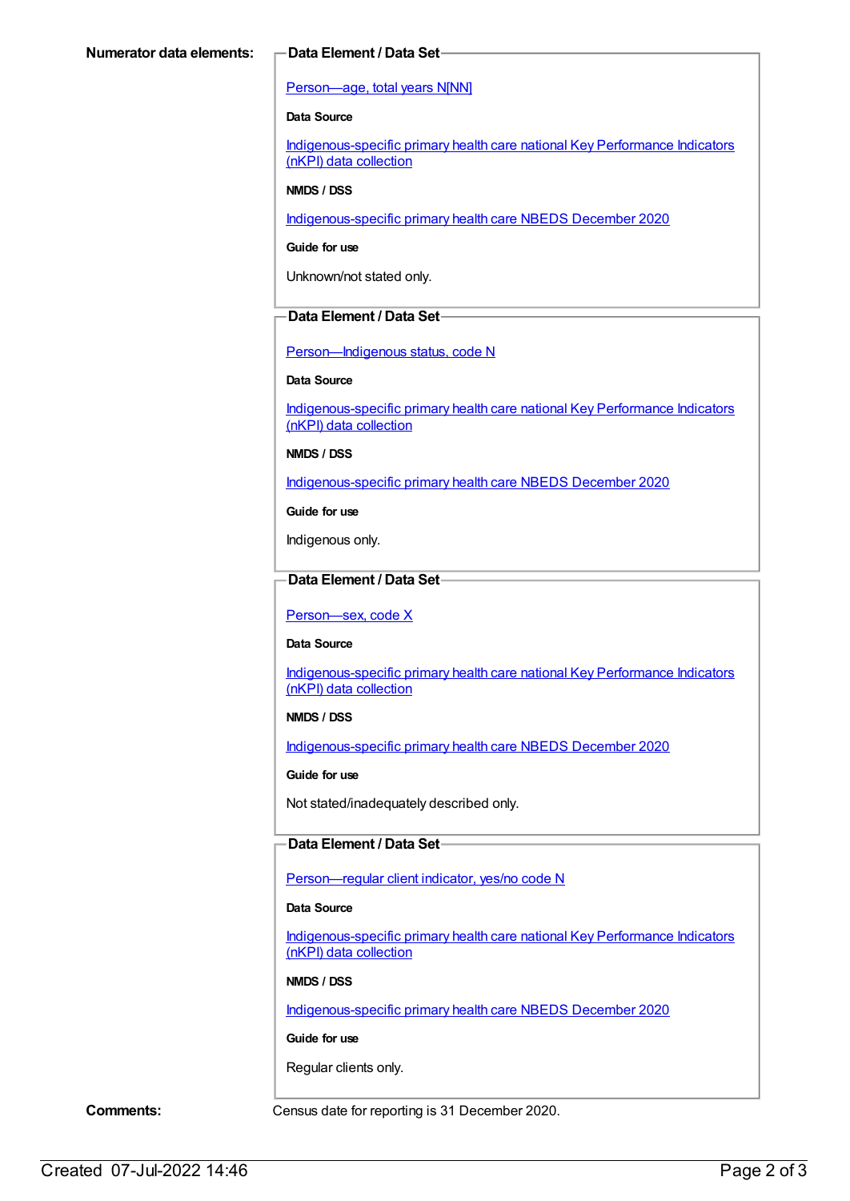**Numerator data elements:**

**Data Element / Data Set**

[Person—age, total years N[NN]]

**Data Source**

Indigenous-specific primary health care national Key Performance Indicators (nKPI) data collection

**NMDS / DSS**

Indigenous-specific primary health care NBEDS December 2020

**Guide for use**

Unknown/not stated only.

**Data Element / Data Set**

Person—Indigenous status, code N

**Data Source**

Indigenous-specific primary health care national Key Performance Indicators (nKPI) data collection

**NMDS / DSS**

Indigenous-specific primary health care NBEDS December 2020

**Guide for use**

Indigenous only.

**Data Element / Data Set**

Person—sex, code X

**Data Source**

Indigenous-specific primary health care national Key Performance Indicators (nKPI) data collection

**NMDS / DSS**

Indigenous-specific primary health care NBEDS December 2020

**Guide for use**

Not stated/inadequately described only.

**Data Element / Data Set**

Person—regular client indicator, yes/no code N

**Data Source**

Indigenous-specific primary health care national Key Performance Indicators (nKPI) data collection

**NMDS / DSS**

Indigenous-specific primary health care NBEDS December 2020

**Guide for use**

Regular clients only.

**Comments:** Census date for reporting is 31 December 2020.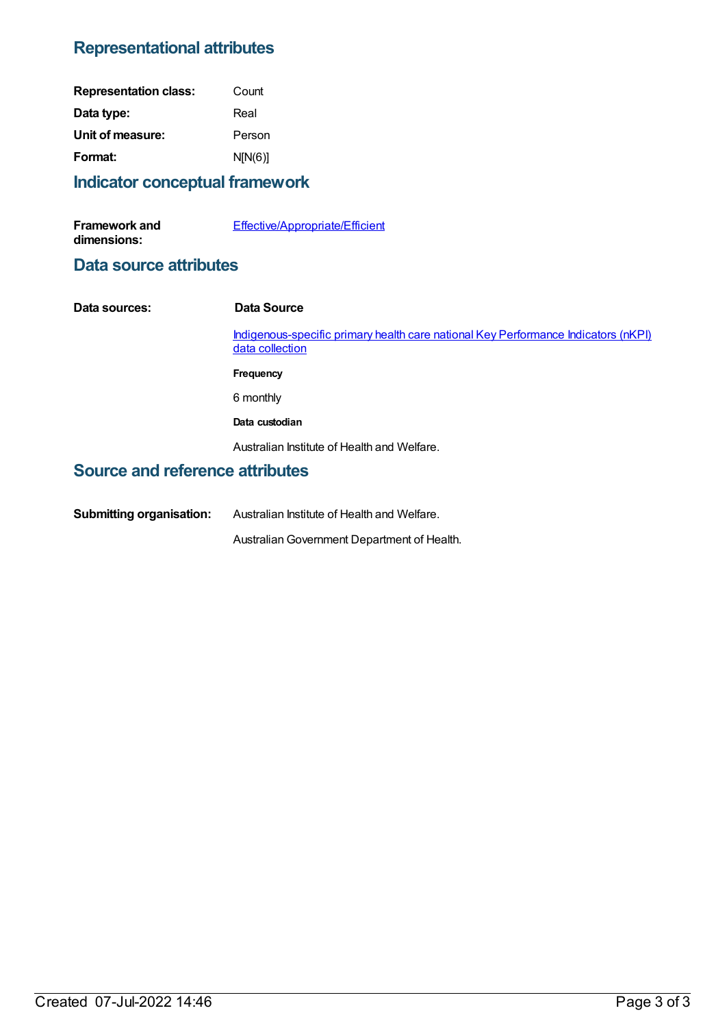## Representational attributes

**Representation class:** Count

**Data type:** Real

**Unit of measure:** Person

**Format:** N[N(6)]

## Indicator conceptual framework

**Framework and dimensions:** Effective/Appropriate/Efficient

## Data source attributes

**Data sources:**

**Data Source**

Indigenous-specific primary health care national Key Performance Indicators (nKPI) data collection

**Frequency**

6 monthly

**Data custodian**

Australian Institute of Health and Welfare.

## Source and reference attributes

**Submitting organisation:** Australian Institute of Health and Welfare.

Australian Government Department of Health.